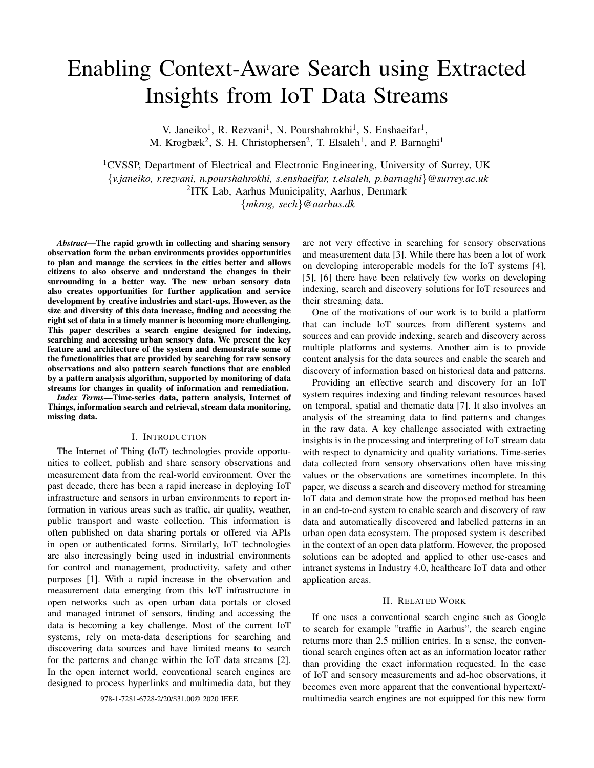# Enabling Context-Aware Search using Extracted Insights from IoT Data Streams

V. Janeiko[1], R. Rezvani[1], N. Pourshahrokhi[1], S. Enshaeifar[1], M. Krogbæk[2], S. H. Christophersen[2], T. Elsaleh[1], and P. Barnaghi[1]

[1]CVSSP, Department of Electrical and Electronic Engineering, University of Surrey, UK
{*v.janeiko, r.rezvani, n.pourshahrokhi, s.enshaeifar, t.elsaleh, p.barnaghi*}*@surrey.ac.uk*
[2]ITK Lab, Aarhus Municipality, Aarhus, Denmark
{*mkrog, sech*}*@aarhus.dk*

***Abstract*—The rapid growth in collecting and sharing sensory observation form the urban environments provides opportunities to plan and manage the services in the cities better and allows citizens to also observe and understand the changes in their surrounding in a better way. The new urban sensory data also creates opportunities for further application and service development by creative industries and start-ups. However, as the size and diversity of this data increase, finding and accessing the right set of data in a timely manner is becoming more challenging. This paper describes a search engine designed for indexing, searching and accessing urban sensory data. We present the key feature and architecture of the system and demonstrate some of the functionalities that are provided by searching for raw sensory observations and also pattern search functions that are enabled by a pattern analysis algorithm, supported by monitoring of data streams for changes in quality of information and remediation.**

***Index Terms*—Time-series data, pattern analysis, Internet of Things, information search and retrieval, stream data monitoring, missing data.**

## I. Introduction

The Internet of Thing (IoT) technologies provide opportunities to collect, publish and share sensory observations and measurement data from the real-world environment. Over the past decade, there has been a rapid increase in deploying IoT infrastructure and sensors in urban environments to report information in various areas such as traffic, air quality, weather, public transport and waste collection. This information is often published on data sharing portals or offered via APIs in open or authenticated forms. Similarly, IoT technologies are also increasingly being used in industrial environments for control and management, productivity, safety and other purposes [1]. With a rapid increase in the observation and measurement data emerging from this IoT infrastructure in open networks such as open urban data portals or closed and managed intranet of sensors, finding and accessing the data is becoming a key challenge. Most of the current IoT systems, rely on meta-data descriptions for searching and discovering data sources and have limited means to search for the patterns and change within the IoT data streams [2]. In the open internet world, conventional search engines are designed to process hyperlinks and multimedia data, but they are not very effective in searching for sensory observations and measurement data [3]. While there has been a lot of work on developing interoperable models for the IoT systems [4], [5], [6] there have been relatively few works on developing indexing, search and discovery solutions for IoT resources and their streaming data.

One of the motivations of our work is to build a platform that can include IoT sources from different systems and sources and can provide indexing, search and discovery across multiple platforms and systems. Another aim is to provide content analysis for the data sources and enable the search and discovery of information based on historical data and patterns.

Providing an effective search and discovery for an IoT system requires indexing and finding relevant resources based on temporal, spatial and thematic data [7]. It also involves an analysis of the streaming data to find patterns and changes in the raw data. A key challenge associated with extracting insights is in the processing and interpreting of IoT stream data with respect to dynamicity and quality variations. Time-series data collected from sensory observations often have missing values or the observations are sometimes incomplete. In this paper, we discuss a search and discovery method for streaming IoT data and demonstrate how the proposed method has been in an end-to-end system to enable search and discovery of raw data and automatically discovered and labelled patterns in an urban open data ecosystem. The proposed system is described in the context of an open data platform. However, the proposed solutions can be adopted and applied to other use-cases and intranet systems in Industry 4.0, healthcare IoT data and other application areas.

## II. Related Work

If one uses a conventional search engine such as Google to search for example "traffic in Aarhus", the search engine returns more than 2.5 million entries. In a sense, the conventional search engines often act as an information locator rather than providing the exact information requested. In the case of IoT and sensory measurements and ad-hoc observations, it becomes even more apparent that the conventional hypertext/-multimedia search engines are not equipped for this new form

978-1-7281-6728-2/20/$31.00© 2020 IEEE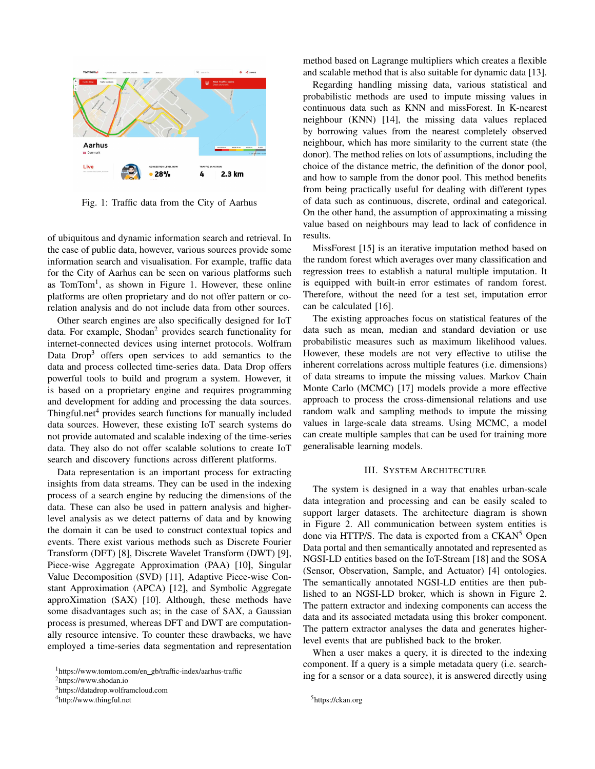Fig. 1: Traffic data from the City of Aarhus

of ubiquitous and dynamic information search and retrieval. In the case of public data, however, various sources provide some information search and visualisation. For example, traffic data for the City of Aarhus can be seen on various platforms such as TomTom[1], as shown in Figure 1. However, these online platforms are often proprietary and do not offer pattern or co-relation analysis and do not include data from other sources.

Other search engines are also specifically designed for IoT data. For example, Shodan[2] provides search functionality for internet-connected devices using internet protocols. Wolfram Data Drop[3] offers open services to add semantics to the data and process collected time-series data. Data Drop offers powerful tools to build and program a system. However, it is based on a proprietary engine and requires programming and development for adding and processing the data sources. Thingful.net[4] provides search functions for manually included data sources. However, these existing IoT search systems do not provide automated and scalable indexing of the time-series data. They also do not offer scalable solutions to create IoT search and discovery functions across different platforms.

Data representation is an important process for extracting insights from data streams. They can be used in the indexing process of a search engine by reducing the dimensions of the data. These can also be used in pattern analysis and higher-level analysis as we detect patterns of data and by knowing the domain it can be used to construct contextual topics and events. There exist various methods such as Discrete Fourier Transform (DFT) [8], Discrete Wavelet Transform (DWT) [9], Piece-wise Aggregate Approximation (PAA) [10], Singular Value Decomposition (SVD) [11], Adaptive Piece-wise Constant Approximation (APCA) [12], and Symbolic Aggregate approXimation (SAX) [10]. Although, these methods have some disadvantages such as; in the case of SAX, a Gaussian process is presumed, whereas DFT and DWT are computationally resource intensive. To counter these drawbacks, we have employed a time-series data segmentation and representation method based on Lagrange multipliers which creates a flexible and scalable method that is also suitable for dynamic data [13].

Regarding handling missing data, various statistical and probabilistic methods are used to impute missing values in continuous data such as KNN and missForest. In K-nearest neighbour (KNN) [14], the missing data values replaced by borrowing values from the nearest completely observed neighbour, which has more similarity to the current state (the donor). The method relies on lots of assumptions, including the choice of the distance metric, the definition of the donor pool, and how to sample from the donor pool. This method benefits from being practically useful for dealing with different types of data such as continuous, discrete, ordinal and categorical. On the other hand, the assumption of approximating a missing value based on neighbours may lead to lack of confidence in results.

MissForest [15] is an iterative imputation method based on the random forest which averages over many classification and regression trees to establish a natural multiple imputation. It is equipped with built-in error estimates of random forest. Therefore, without the need for a test set, imputation error can be calculated [16].

The existing approaches focus on statistical features of the data such as mean, median and standard deviation or use probabilistic measures such as maximum likelihood values. However, these models are not very effective to utilise the inherent correlations across multiple features (i.e. dimensions) of data streams to impute the missing values. Markov Chain Monte Carlo (MCMC) [17] models provide a more effective approach to process the cross-dimensional relations and use random walk and sampling methods to impute the missing values in large-scale data streams. Using MCMC, a model can create multiple samples that can be used for training more generalisable learning models.

## III. System Architecture

The system is designed in a way that enables urban-scale data integration and processing and can be easily scaled to support larger datasets. The architecture diagram is shown in Figure 2. All communication between system entities is done via HTTP/S. The data is exported from a CKAN[5] Open Data portal and then semantically annotated and represented as NGSI-LD entities based on the IoT-Stream [18] and the SOSA (Sensor, Observation, Sample, and Actuator) [4] ontologies. The semantically annotated NGSI-LD entities are then published to an NGSI-LD broker, which is shown in Figure 2. The pattern extractor and indexing components can access the data and its associated metadata using this broker component. The pattern extractor analyses the data and generates higher-level events that are published back to the broker.

When a user makes a query, it is directed to the indexing component. If a query is a simple metadata query (i.e. searching for a sensor or a data source), it is answered directly using

[1] https://www.tomtom.com/en_gb/traffic-index/aarhus-traffic
[2] https://www.shodan.io
[3] https://datadrop.wolframcloud.com
[4] http://www.thingful.net
[5] https://ckan.org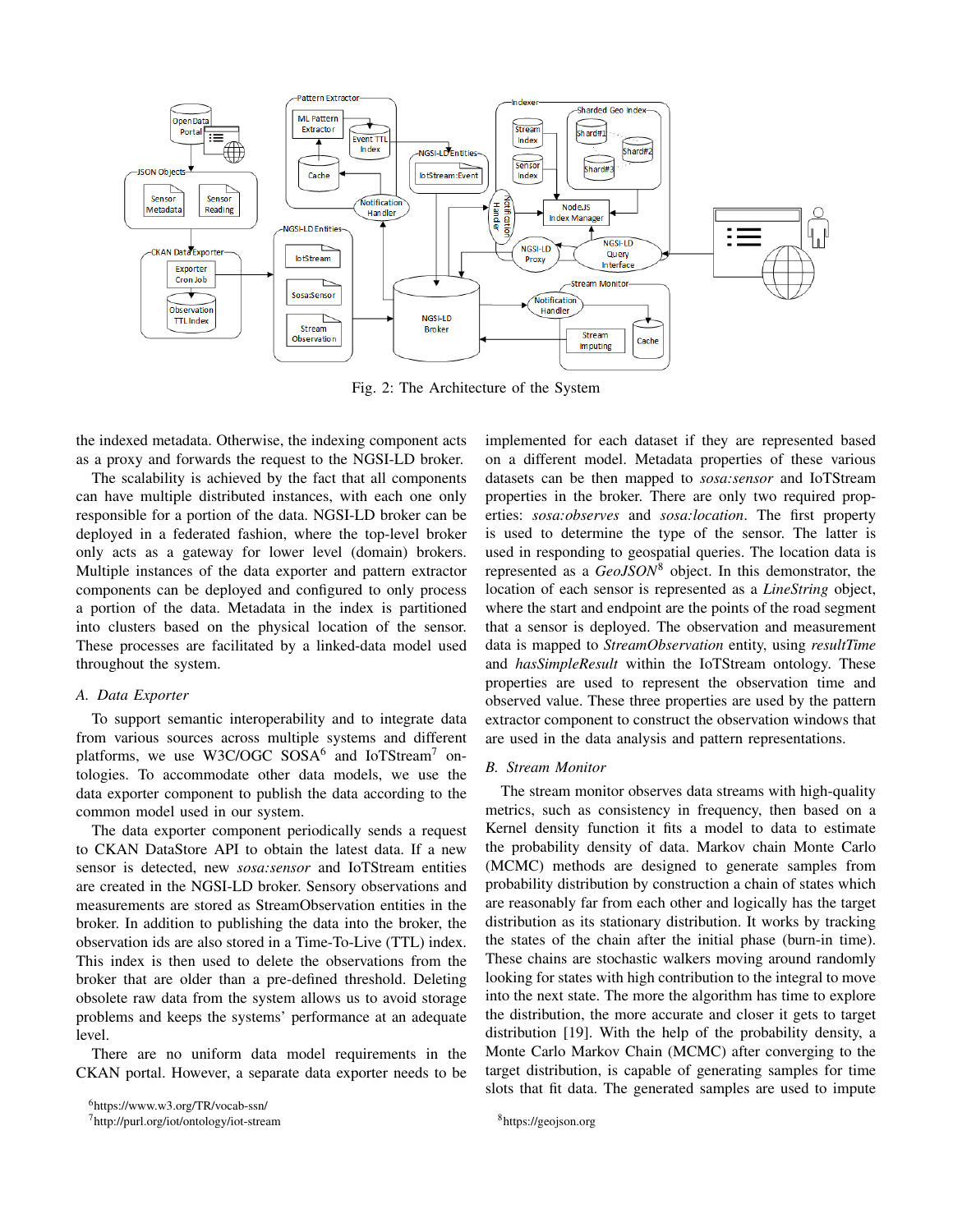Open Data Portal

JSON Objects

Sensor Metadata

Sensor Reading

CKAN Data Exporter

Exporter Cron Job

Observation TTL Index

Pattern Extractor

ML Pattern Extractor

Event TTL Index

Cache

Notification Handler

NGSI-LD Entities

IotStream:Event

NGSI-LD Entities

IotStream

Sosa:Sensor

Stream Observation

NGSI-LD Broker

Indexer

Stream Index

Sensor Index

Sharded Geo Index

Shard#1

Shard#2

Shard#3

Notification Handler

NodeJS Index Manager

NGSI-LD Proxy

NGSI-LD Query Interface

Stream Monitor

Notification Handler

Stream Imputing

Cache

Fig. 2: The Architecture of the System

the indexed metadata. Otherwise, the indexing component acts as a proxy and forwards the request to the NGSI-LD broker.

The scalability is achieved by the fact that all components can have multiple distributed instances, with each one only responsible for a portion of the data. NGSI-LD broker can be deployed in a federated fashion, where the top-level broker only acts as a gateway for lower level (domain) brokers. Multiple instances of the data exporter and pattern extractor components can be deployed and configured to only process a portion of the data. Metadata in the index is partitioned into clusters based on the physical location of the sensor. These processes are facilitated by a linked-data model used throughout the system.

### A. Data Exporter

To support semantic interoperability and to integrate data from various sources across multiple systems and different platforms, we use W3C/OGC SOSA[6] and IoTStream[7] ontologies. To accommodate other data models, we use the data exporter component to publish the data according to the common model used in our system.

The data exporter component periodically sends a request to CKAN DataStore API to obtain the latest data. If a new sensor is detected, new *sosa:sensor* and IoTStream entities are created in the NGSI-LD broker. Sensory observations and measurements are stored as StreamObservation entities in the broker. In addition to publishing the data into the broker, the observation ids are also stored in a Time-To-Live (TTL) index. This index is then used to delete the observations from the broker that are older than a pre-defined threshold. Deleting obsolete raw data from the system allows us to avoid storage problems and keeps the systems' performance at an adequate level.

There are no uniform data model requirements in the CKAN portal. However, a separate data exporter needs to be implemented for each dataset if they are represented based on a different model. Metadata properties of these various datasets can be then mapped to *sosa:sensor* and IoTStream properties in the broker. There are only two required properties: *sosa:observes* and *sosa:location*. The first property is used to determine the type of the sensor. The latter is used in responding to geospatial queries. The location data is represented as a *GeoJSON*[8] object. In this demonstrator, the location of each sensor is represented as a *LineString* object, where the start and endpoint are the points of the road segment that a sensor is deployed. The observation and measurement data is mapped to *StreamObservation* entity, using *resultTime* and *hasSimpleResult* within the IoTStream ontology. These properties are used to represent the observation time and observed value. These three properties are used by the pattern extractor component to construct the observation windows that are used in the data analysis and pattern representations.

### B. Stream Monitor

The stream monitor observes data streams with high-quality metrics, such as consistency in frequency, then based on a Kernel density function it fits a model to data to estimate the probability density of data. Markov chain Monte Carlo (MCMC) methods are designed to generate samples from probability distribution by construction a chain of states which are reasonably far from each other and logically has the target distribution as its stationary distribution. It works by tracking the states of the chain after the initial phase (burn-in time). These chains are stochastic walkers moving around randomly looking for states with high contribution to the integral to move into the next state. The more the algorithm has time to explore the distribution, the more accurate and closer it gets to target distribution [19]. With the help of the probability density, a Monte Carlo Markov Chain (MCMC) after converging to the target distribution, is capable of generating samples for time slots that fit data. The generated samples are used to impute

[6]https://www.w3.org/TR/vocab-ssn/

[7]http://purl.org/iot/ontology/iot-stream

[8]https://geojson.org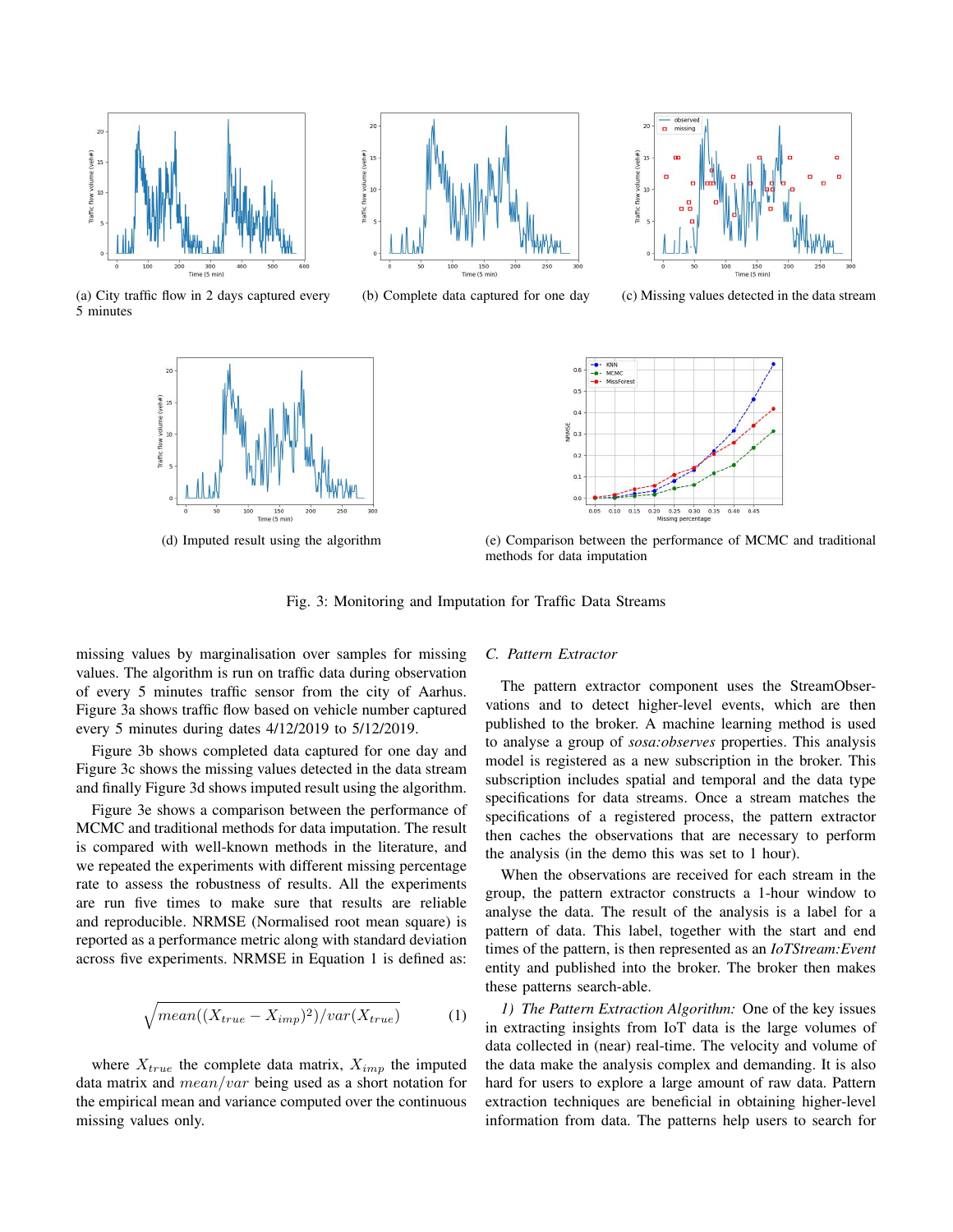Traffic flow volume (veh#)

Time (5 min)

(a) City traffic flow in 2 days captured every 5 minutes

Traffic flow volume (veh#)

Time (5 min)

(b) Complete data captured for one day

observed
missing

Traffic flow volume (veh#)

Time (5 min)

(c) Missing values detected in the data stream

Traffic flow volume (veh#)

Time (5 min)

(d) Imputed result using the algorithm

KNN
MCMC
MissForest

NRMSE

Missing percentage

(e) Comparison between the performance of MCMC and traditional methods for data imputation

Fig. 3: Monitoring and Imputation for Traffic Data Streams

missing values by marginalisation over samples for missing values. The algorithm is run on traffic data during observation of every 5 minutes traffic sensor from the city of Aarhus. Figure 3a shows traffic flow based on vehicle number captured every 5 minutes during dates 4/12/2019 to 5/12/2019.

Figure 3b shows completed data captured for one day and Figure 3c shows the missing values detected in the data stream and finally Figure 3d shows imputed result using the algorithm.

Figure 3e shows a comparison between the performance of MCMC and traditional methods for data imputation. The result is compared with well-known methods in the literature, and we repeated the experiments with different missing percentage rate to assess the robustness of results. All the experiments are run five times to make sure that results are reliable and reproducible. NRMSE (Normalised root mean square) is reported as a performance metric along with standard deviation across five experiments. NRMSE in Equation 1 is defined as:

$$\sqrt{mean((X_{true} - X_{imp})^2)/var(X_{true})} \qquad (1)$$

where $X_{true}$ the complete data matrix, $X_{imp}$ the imputed data matrix and $mean/var$ being used as a short notation for the empirical mean and variance computed over the continuous missing values only.

### C. Pattern Extractor

The pattern extractor component uses the StreamObservations and to detect higher-level events, which are then published to the broker. A machine learning method is used to analyse a group of *sosa:observes* properties. This analysis model is registered as a new subscription in the broker. This subscription includes spatial and temporal and the data type specifications for data streams. Once a stream matches the specifications of a registered process, the pattern extractor then caches the observations that are necessary to perform the analysis (in the demo this was set to 1 hour).

When the observations are received for each stream in the group, the pattern extractor constructs a 1-hour window to analyse the data. The result of the analysis is a label for a pattern of data. This label, together with the start and end times of the pattern, is then represented as an *IoTStream:Event* entity and published into the broker. The broker then makes these patterns search-able.

*1) The Pattern Extraction Algorithm:* One of the key issues in extracting insights from IoT data is the large volumes of data collected in (near) real-time. The velocity and volume of the data make the analysis complex and demanding. It is also hard for users to explore a large amount of raw data. Pattern extraction techniques are beneficial in obtaining higher-level information from data. The patterns help users to search for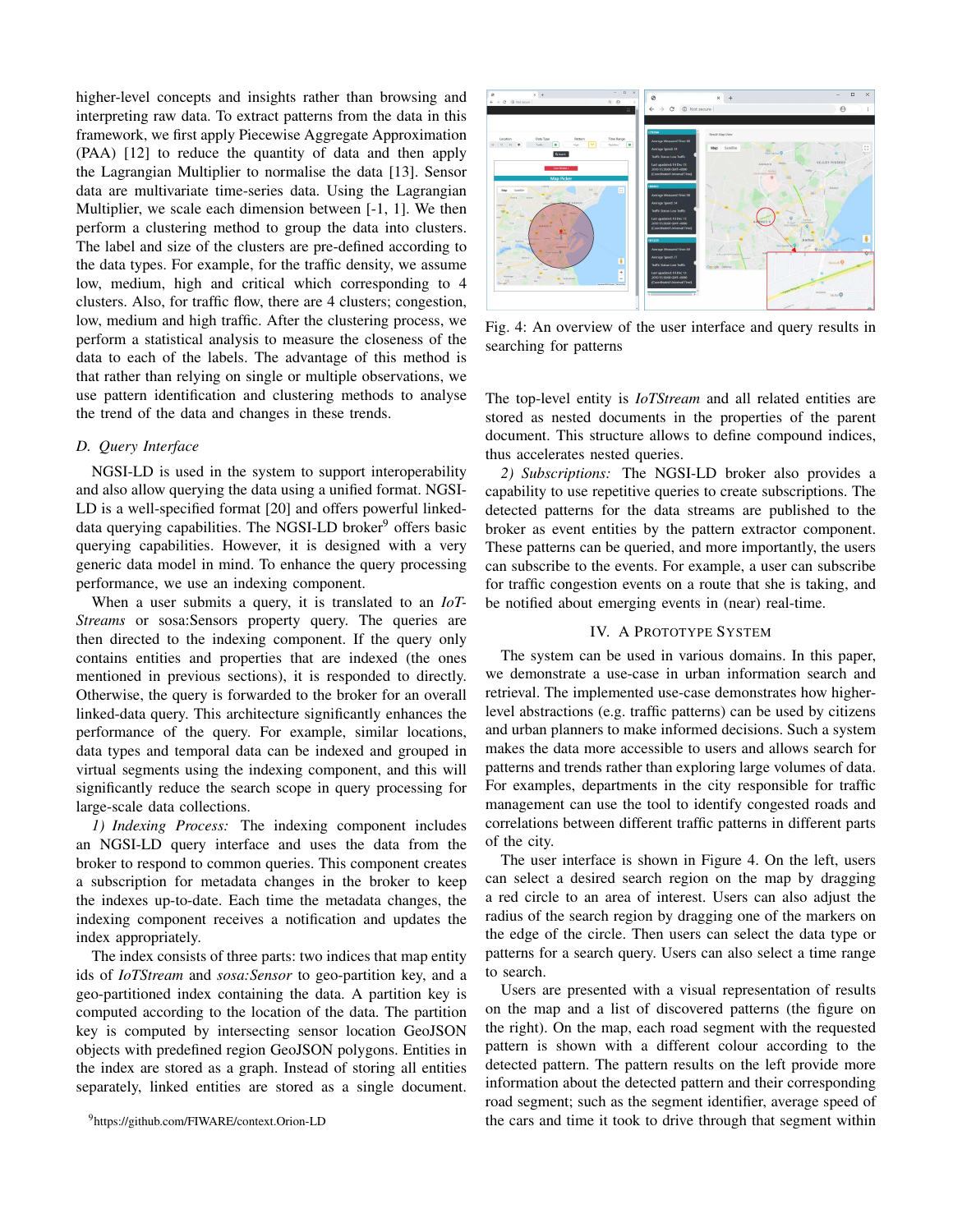higher-level concepts and insights rather than browsing and interpreting raw data. To extract patterns from the data in this framework, we first apply Piecewise Aggregate Approximation (PAA) [12] to reduce the quantity of data and then apply the Lagrangian Multiplier to normalise the data [13]. Sensor data are multivariate time-series data. Using the Lagrangian Multiplier, we scale each dimension between [-1, 1]. We then perform a clustering method to group the data into clusters. The label and size of the clusters are pre-defined according to the data types. For example, for the traffic density, we assume low, medium, high and critical which corresponding to 4 clusters. Also, for traffic flow, there are 4 clusters; congestion, low, medium and high traffic. After the clustering process, we perform a statistical analysis to measure the closeness of the data to each of the labels. The advantage of this method is that rather than relying on single or multiple observations, we use pattern identification and clustering methods to analyse the trend of the data and changes in these trends.

### D. Query Interface

NGSI-LD is used in the system to support interoperability and also allow querying the data using a unified format. NGSI-LD is a well-specified format [20] and offers powerful linked-data querying capabilities. The NGSI-LD broker[9] offers basic querying capabilities. However, it is designed with a very generic data model in mind. To enhance the query processing performance, we use an indexing component.

When a user submits a query, it is translated to an *IoT-Streams* or sosa:Sensors property query. The queries are then directed to the indexing component. If the query only contains entities and properties that are indexed (the ones mentioned in previous sections), it is responded to directly. Otherwise, the query is forwarded to the broker for an overall linked-data query. This architecture significantly enhances the performance of the query. For example, similar locations, data types and temporal data can be indexed and grouped in virtual segments using the indexing component, and this will significantly reduce the search scope in query processing for large-scale data collections.

*1) Indexing Process:* The indexing component includes an NGSI-LD query interface and uses the data from the broker to respond to common queries. This component creates a subscription for metadata changes in the broker to keep the indexes up-to-date. Each time the metadata changes, the indexing component receives a notification and updates the index appropriately.

The index consists of three parts: two indices that map entity ids of *IoTStream* and *sosa:Sensor* to geo-partition key, and a geo-partitioned index containing the data. A partition key is computed according to the location of the data. The partition key is computed by intersecting sensor location GeoJSON objects with predefined region GeoJSON polygons. Entities in the index are stored as a graph. Instead of storing all entities separately, linked entities are stored as a single document.

[9]https://github.com/FIWARE/context.Orion-LD

Fig. 4: An overview of the user interface and query results in searching for patterns

The top-level entity is *IoTStream* and all related entities are stored as nested documents in the properties of the parent document. This structure allows to define compound indices, thus accelerates nested queries.

*2) Subscriptions:* The NGSI-LD broker also provides a capability to use repetitive queries to create subscriptions. The detected patterns for the data streams are published to the broker as event entities by the pattern extractor component. These patterns can be queried, and more importantly, the users can subscribe to the events. For example, a user can subscribe for traffic congestion events on a route that she is taking, and be notified about emerging events in (near) real-time.

## IV. A Prototype System

The system can be used in various domains. In this paper, we demonstrate a use-case in urban information search and retrieval. The implemented use-case demonstrates how higher-level abstractions (e.g. traffic patterns) can be used by citizens and urban planners to make informed decisions. Such a system makes the data more accessible to users and allows search for patterns and trends rather than exploring large volumes of data. For examples, departments in the city responsible for traffic management can use the tool to identify congested roads and correlations between different traffic patterns in different parts of the city.

The user interface is shown in Figure 4. On the left, users can select a desired search region on the map by dragging a red circle to an area of interest. Users can also adjust the radius of the search region by dragging one of the markers on the edge of the circle. Then users can select the data type or patterns for a search query. Users can also select a time range to search.

Users are presented with a visual representation of results on the map and a list of discovered patterns (the figure on the right). On the map, each road segment with the requested pattern is shown with a different colour according to the detected pattern. The pattern results on the left provide more information about the detected pattern and their corresponding road segment; such as the segment identifier, average speed of the cars and time it took to drive through that segment within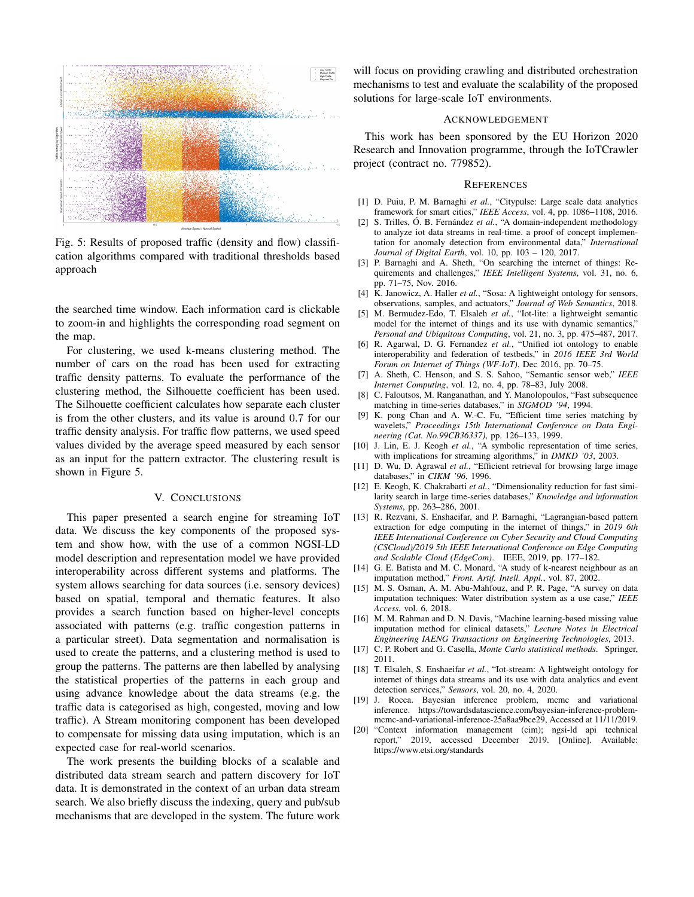Low Traffic
Medium Traffic
High Traffic
Stop and Go

k-Means on Vehicle Count

Traffic density by Algorithm
k-Means on Normalised Speed

Normalised Speed Threshold

0
0.5
1
1.5
Average Speed / Normal Speed

Fig. 5: Results of proposed traffic (density and flow) classification algorithms compared with traditional thresholds based approach

the searched time window. Each information card is clickable to zoom-in and highlights the corresponding road segment on the map.

For clustering, we used k-means clustering method. The number of cars on the road has been used for extracting traffic density patterns. To evaluate the performance of the clustering method, the Silhouette coefficient has been used. The Silhouette coefficient calculates how separate each cluster is from the other clusters, and its value is around 0.7 for our traffic density analysis. For traffic flow patterns, we used speed values divided by the average speed measured by each sensor as an input for the pattern extractor. The clustering result is shown in Figure 5.

## V. Conclusions

This paper presented a search engine for streaming IoT data. We discuss the key components of the proposed system and show how, with the use of a common NGSI-LD model description and representation model we have provided interoperability across different systems and platforms. The system allows searching for data sources (i.e. sensory devices) based on spatial, temporal and thematic features. It also provides a search function based on higher-level concepts associated with patterns (e.g. traffic congestion patterns in a particular street). Data segmentation and normalisation is used to create the patterns, and a clustering method is used to group the patterns. The patterns are then labelled by analysing the statistical properties of the patterns in each group and using advance knowledge about the data streams (e.g. the traffic data is categorised as high, congested, moving and low traffic). A Stream monitoring component has been developed to compensate for missing data using imputation, which is an expected case for real-world scenarios.

The work presents the building blocks of a scalable and distributed data stream search and pattern discovery for IoT data. It is demonstrated in the context of an urban data stream search. We also briefly discuss the indexing, query and pub/sub mechanisms that are developed in the system. The future work will focus on providing crawling and distributed orchestration mechanisms to test and evaluate the scalability of the proposed solutions for large-scale IoT environments.

## Acknowledgement

This work has been sponsored by the EU Horizon 2020 Research and Innovation programme, through the IoTCrawler project (contract no. 779852).

## References

[1] D. Puiu, P. M. Barnaghi *et al.*, "Citypulse: Large scale data analytics framework for smart cities," *IEEE Access*, vol. 4, pp. 1086–1108, 2016.

[2] S. Trilles, Ó. B. Fernández *et al.*, "A domain-independent methodology to analyze iot data streams in real-time. a proof of concept implementation for anomaly detection from environmental data," *International Journal of Digital Earth*, vol. 10, pp. 103 – 120, 2017.

[3] P. Barnaghi and A. Sheth, "On searching the internet of things: Requirements and challenges," *IEEE Intelligent Systems*, vol. 31, no. 6, pp. 71–75, Nov. 2016.

[4] K. Janowicz, A. Haller *et al.*, "Sosa: A lightweight ontology for sensors, observations, samples, and actuators," *Journal of Web Semantics*, 2018.

[5] M. Bermudez-Edo, T. Elsaleh *et al.*, "Iot-lite: a lightweight semantic model for the internet of things and its use with dynamic semantics," *Personal and Ubiquitous Computing*, vol. 21, no. 3, pp. 475–487, 2017.

[6] R. Agarwal, D. G. Fernandez *et al.*, "Unified iot ontology to enable interoperability and federation of testbeds," in *2016 IEEE 3rd World Forum on Internet of Things (WF-IoT)*, Dec 2016, pp. 70–75.

[7] A. Sheth, C. Henson, and S. S. Sahoo, "Semantic sensor web," *IEEE Internet Computing*, vol. 12, no. 4, pp. 78–83, July 2008.

[8] C. Faloutsos, M. Ranganathan, and Y. Manolopoulos, "Fast subsequence matching in time-series databases," in *SIGMOD '94*, 1994.

[9] K. pong Chan and A. W.-C. Fu, "Efficient time series matching by wavelets," *Proceedings 15th International Conference on Data Engineering (Cat. No.99CB36337)*, pp. 126–133, 1999.

[10] J. Lin, E. J. Keogh *et al.*, "A symbolic representation of time series, with implications for streaming algorithms," in *DMKD '03*, 2003.

[11] D. Wu, D. Agrawal *et al.*, "Efficient retrieval for browsing large image databases," in *CIKM '96*, 1996.

[12] E. Keogh, K. Chakrabarti *et al.*, "Dimensionality reduction for fast similarity search in large time-series databases," *Knowledge and information Systems*, pp. 263–286, 2001.

[13] R. Rezvani, S. Enshaeifar, and P. Barnaghi, "Lagrangian-based pattern extraction for edge computing in the internet of things," in *2019 6th IEEE International Conference on Cyber Security and Cloud Computing (CSCloud)/2019 5th IEEE International Conference on Edge Computing and Scalable Cloud (EdgeCom)*. IEEE, 2019, pp. 177–182.

[14] G. E. Batista and M. C. Monard, "A study of k-nearest neighbour as an imputation method," *Front. Artif. Intell. Appl.*, vol. 87, 2002.

[15] M. S. Osman, A. M. Abu-Mahfouz, and P. R. Page, "A survey on data imputation techniques: Water distribution system as a use case," *IEEE Access*, vol. 6, 2018.

[16] M. M. Rahman and D. N. Davis, "Machine learning-based missing value imputation method for clinical datasets," *Lecture Notes in Electrical Engineering IAENG Transactions on Engineering Technologies*, 2013.

[17] C. P. Robert and G. Casella, *Monte Carlo statistical methods*. Springer, 2011.

[18] T. Elsaleh, S. Enshaeifar *et al.*, "Iot-stream: A lightweight ontology for internet of things data streams and its use with data analytics and event detection services," *Sensors*, vol. 20, no. 4, 2020.

[19] J. Rocca. Bayesian inference problem, mcmc and variational inference. https://towardsdatascience.com/bayesian-inference-problem-mcmc-and-variational-inference-25a8aa9bce29, Accessed at 11/11/2019.

[20] "Context information management (cim); ngsi-ld api technical report," 2019, accessed December 2019. [Online]. Available: https://www.etsi.org/standards